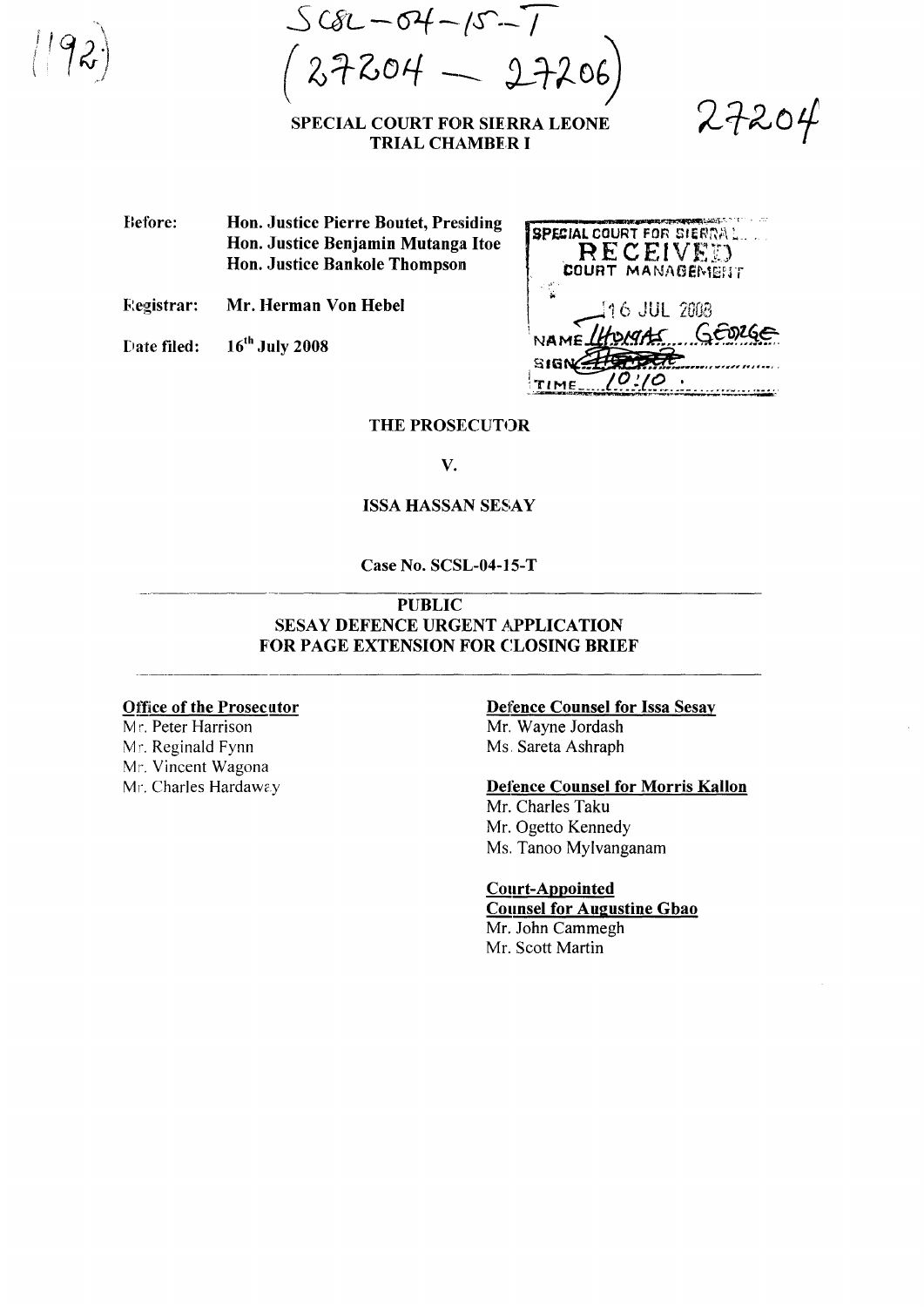SCSL-04-15-T
(27204 — 27206)

27204

**SPECIAL COURT FOR SIERRA LEONE**
**TRIAL CHAMBER I**

**Before:** Hon. Justice Pierre Boutet, Presiding
Hon. Justice Benjamin Mutanga Itoe
Hon. Justice Bankole Thompson

**Registrar:** Mr. Herman Von Hebel

**Date filed:** 16th July 2008

SPECIAL COURT FOR SIERRA LEONE
RECEIVED
COURT MANAGEMENT
16 JUL 2008
NAME THOMAS GEORGE
SIGN
TIME 10:10

**THE PROSECUTOR**

**V.**

**ISSA HASSAN SESAY**

**Case No. SCSL-04-15-T**

---

**PUBLIC**
**SESAY DEFENCE URGENT APPLICATION FOR PAGE EXTENSION FOR CLOSING BRIEF**

---

**Office of the Prosecutor**
Mr. Peter Harrison
Mr. Reginald Fynn
Mr. Vincent Wagona
Mr. Charles Hardaway

**Defence Counsel for Issa Sesay**
Mr. Wayne Jordash
Ms. Sareta Ashraph

**Defence Counsel for Morris Kallon**
Mr. Charles Taku
Mr. Ogetto Kennedy
Ms. Tanoo Mylvanganam

**Court-Appointed Counsel for Augustine Gbao**
Mr. John Cammegh
Mr. Scott Martin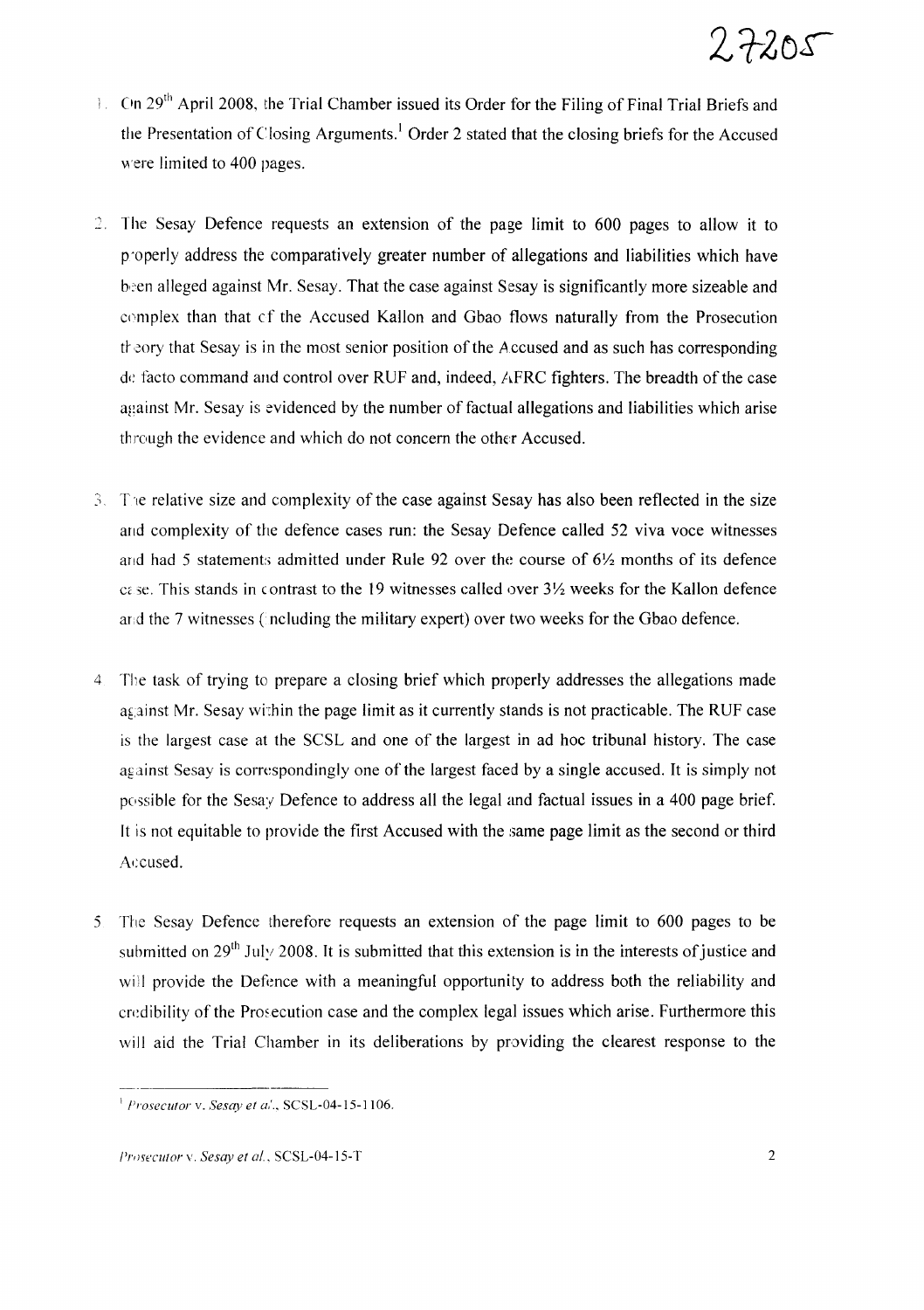1. On 29th April 2008, the Trial Chamber issued its Order for the Filing of Final Trial Briefs and the Presentation of Closing Arguments.[1] Order 2 stated that the closing briefs for the Accused were limited to 400 pages.

2. The Sesay Defence requests an extension of the page limit to 600 pages to allow it to properly address the comparatively greater number of allegations and liabilities which have been alleged against Mr. Sesay. That the case against Sesay is significantly more sizeable and complex than that of the Accused Kallon and Gbao flows naturally from the Prosecution theory that Sesay is in the most senior position of the Accused and as such has corresponding de facto command and control over RUF and, indeed, AFRC fighters. The breadth of the case against Mr. Sesay is evidenced by the number of factual allegations and liabilities which arise through the evidence and which do not concern the other Accused.

3. The relative size and complexity of the case against Sesay has also been reflected in the size and complexity of the defence cases run: the Sesay Defence called 52 viva voce witnesses and had 5 statements admitted under Rule 92 over the course of 6½ months of its defence case. This stands in contrast to the 19 witnesses called over 3½ weeks for the Kallon defence and the 7 witnesses (including the military expert) over two weeks for the Gbao defence.

4. The task of trying to prepare a closing brief which properly addresses the allegations made against Mr. Sesay within the page limit as it currently stands is not practicable. The RUF case is the largest case at the SCSL and one of the largest in ad hoc tribunal history. The case against Sesay is correspondingly one of the largest faced by a single accused. It is simply not possible for the Sesay Defence to address all the legal and factual issues in a 400 page brief. It is not equitable to provide the first Accused with the same page limit as the second or third Accused.

5. The Sesay Defence therefore requests an extension of the page limit to 600 pages to be submitted on 29th July 2008. It is submitted that this extension is in the interests of justice and will provide the Defence with a meaningful opportunity to address both the reliability and credibility of the Prosecution case and the complex legal issues which arise. Furthermore this will aid the Trial Chamber in its deliberations by providing the clearest response to the

---

[1] *Prosecutor v. Sesay et al.*, SCSL-04-15-1106.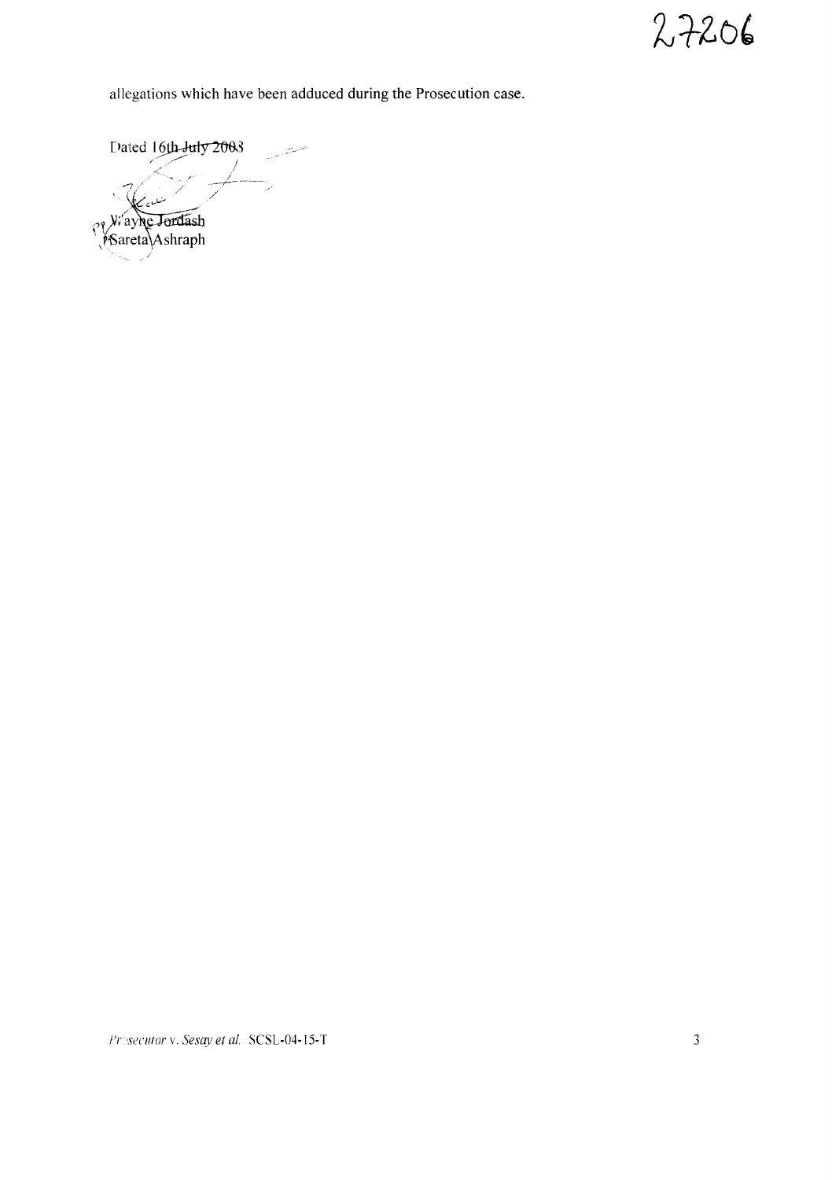27206

allegations which have been adduced during the Prosecution case.

Dated 16th July 2008

Wayne Jordash
Sareta Ashraph